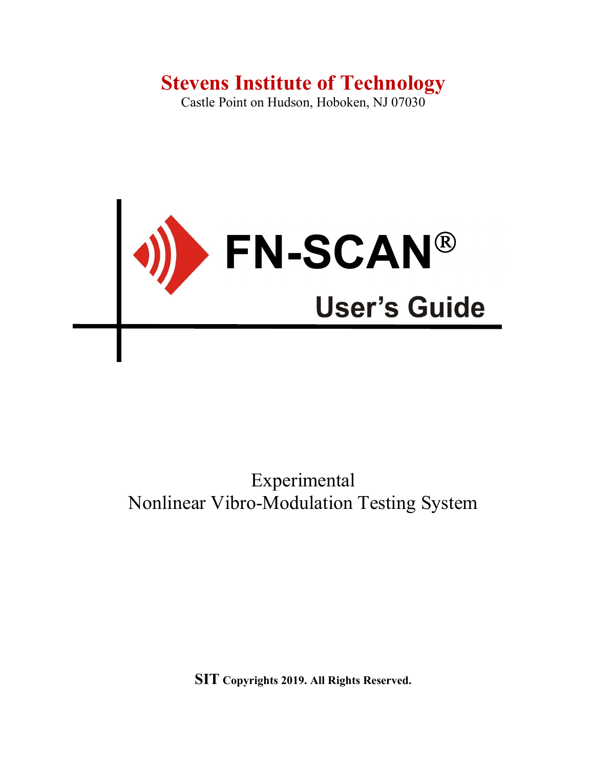# Stevens Institute of Technology

Castle Point on Hudson, Hoboken, NJ 07030

# FN-SCAN®

## User's Guide

Experimental
Nonlinear Vibro-Modulation Testing System

**SIT Copyrights 2019. All Rights Reserved.**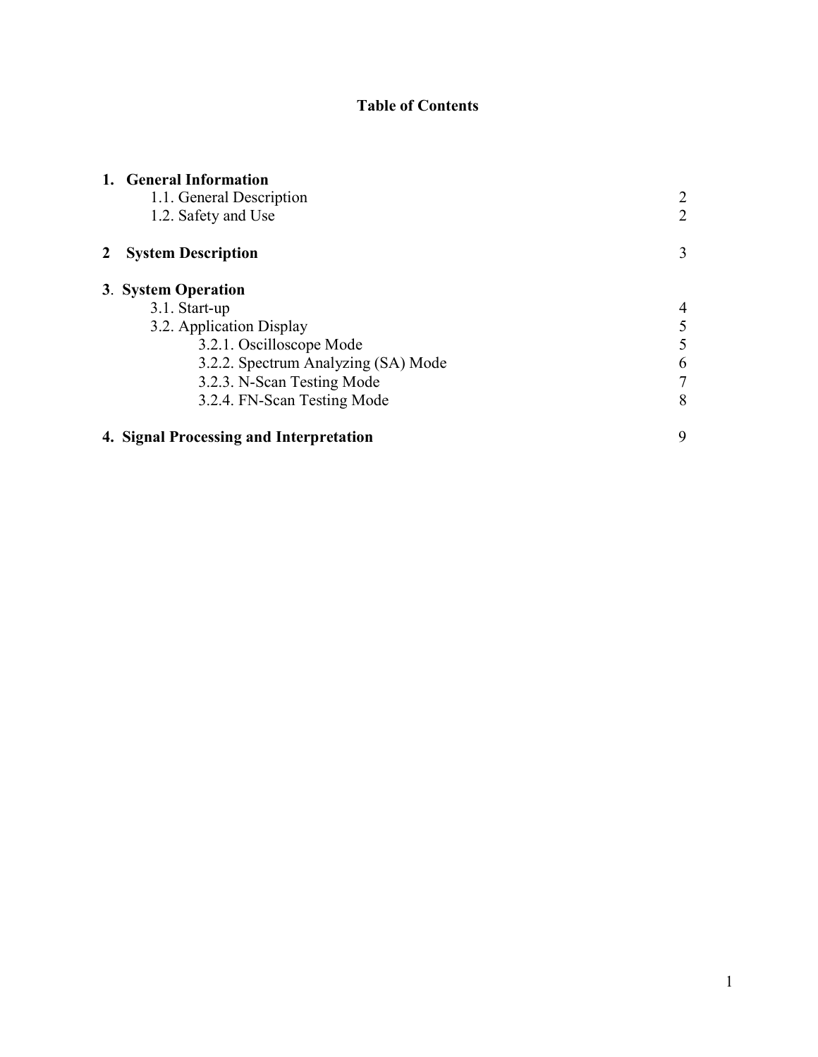# Table of Contents

| | |
|---|---|
| **1. General Information** | |
| 1.1. General Description | 2 |
| 1.2. Safety and Use | 2 |
| **2 System Description** | 3 |
| **3. System Operation** | |
| 3.1. Start-up | 4 |
| 3.2. Application Display | 5 |
| 3.2.1. Oscilloscope Mode | 5 |
| 3.2.2. Spectrum Analyzing (SA) Mode | 6 |
| 3.2.3. N-Scan Testing Mode | 7 |
| 3.2.4. FN-Scan Testing Mode | 8 |
| **4. Signal Processing and Interpretation** | 9 |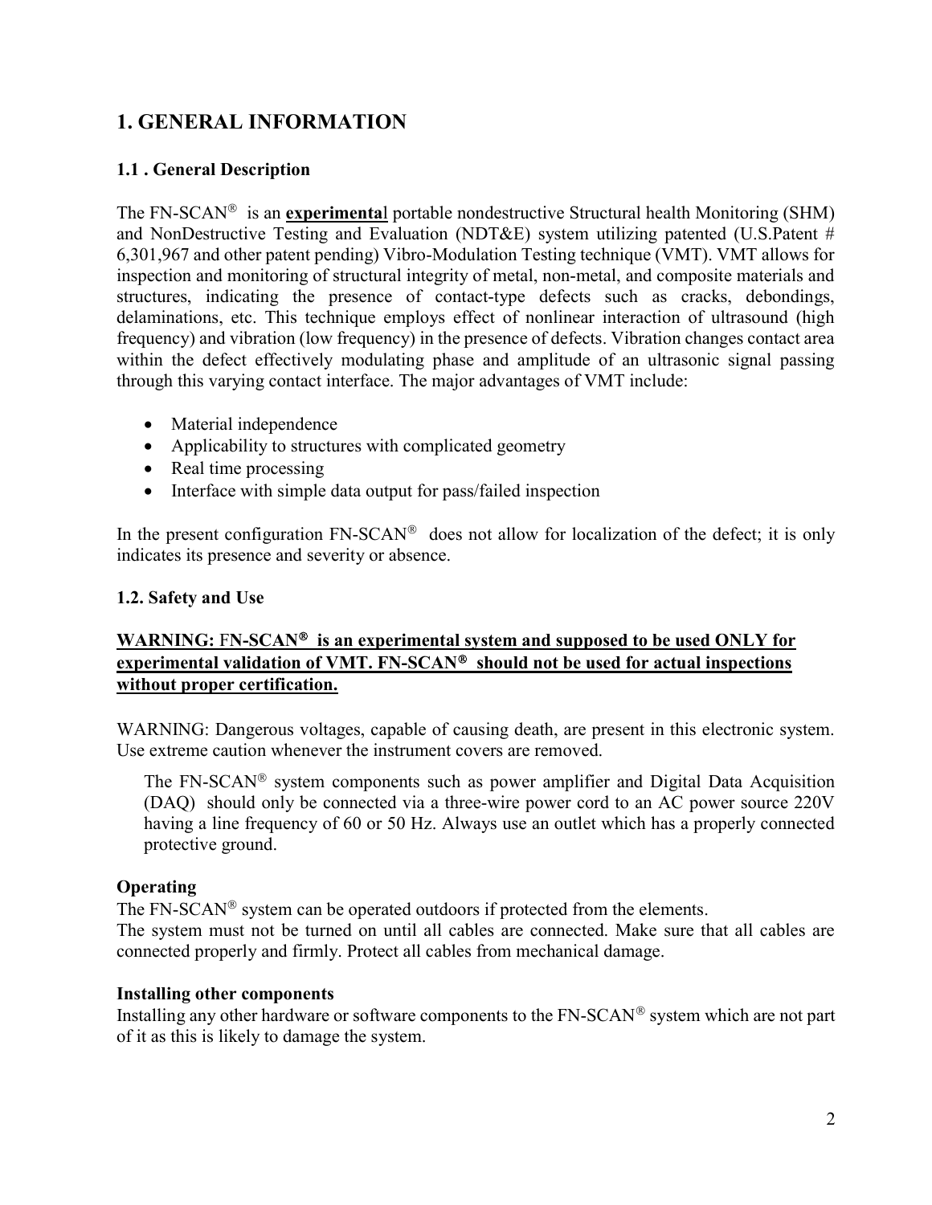# 1. GENERAL INFORMATION

### 1.1 . General Description

The FN-SCAN® is an **experimenta**l portable nondestructive Structural health Monitoring (SHM) and NonDestructive Testing and Evaluation (NDT&E) system utilizing patented (U.S.Patent # 6,301,967 and other patent pending) Vibro-Modulation Testing technique (VMT). VMT allows for inspection and monitoring of structural integrity of metal, non-metal, and composite materials and structures, indicating the presence of contact-type defects such as cracks, debondings, delaminations, etc. This technique employs effect of nonlinear interaction of ultrasound (high frequency) and vibration (low frequency) in the presence of defects. Vibration changes contact area within the defect effectively modulating phase and amplitude of an ultrasonic signal passing through this varying contact interface. The major advantages of VMT include:

- Material independence
- Applicability to structures with complicated geometry
- Real time processing
- Interface with simple data output for pass/failed inspection

In the present configuration FN-SCAN® does not allow for localization of the defect; it is only indicates its presence and severity or absence.

### 1.2. Safety and Use

**WARNING: FN-SCAN® is an experimental system and supposed to be used ONLY for experimental validation of VMT. FN-SCAN® should not be used for actual inspections without proper certification.**

WARNING: Dangerous voltages, capable of causing death, are present in this electronic system. Use extreme caution whenever the instrument covers are removed.

The FN-SCAN® system components such as power amplifier and Digital Data Acquisition (DAQ) should only be connected via a three-wire power cord to an AC power source 220V having a line frequency of 60 or 50 Hz. Always use an outlet which has a properly connected protective ground.

**Operating**

The FN-SCAN® system can be operated outdoors if protected from the elements.
The system must not be turned on until all cables are connected. Make sure that all cables are connected properly and firmly. Protect all cables from mechanical damage.

**Installing other components**

Installing any other hardware or software components to the FN-SCAN® system which are not part of it as this is likely to damage the system.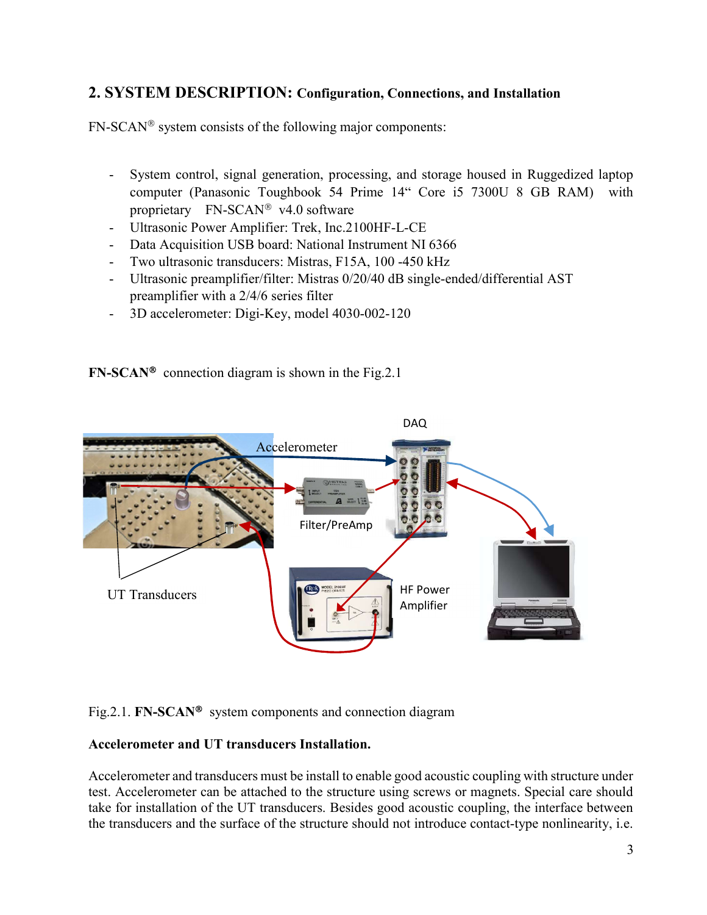## 2. SYSTEM DESCRIPTION: Configuration, Connections, and Installation

FN-SCAN® system consists of the following major components:

- System control, signal generation, processing, and storage housed in Ruggedized laptop computer (Panasonic Toughbook 54 Prime 14" Core i5 7300U 8 GB RAM) with proprietary FN-SCAN® v4.0 software
- Ultrasonic Power Amplifier: Trek, Inc.2100HF-L-CE
- Data Acquisition USB board: National Instrument NI 6366
- Two ultrasonic transducers: Mistras, F15A, 100 -450 kHz
- Ultrasonic preamplifier/filter: Mistras 0/20/40 dB single-ended/differential AST preamplifier with a 2/4/6 series filter
- 3D accelerometer: Digi-Key, model 4030-002-120

**FN-SCAN®** connection diagram is shown in the Fig.2.1

Fig.2.1. **FN-SCAN®** system components and connection diagram

**Accelerometer and UT transducers Installation.**

Accelerometer and transducers must be install to enable good acoustic coupling with structure under test. Accelerometer can be attached to the structure using screws or magnets. Special care should take for installation of the UT transducers. Besides good acoustic coupling, the interface between the transducers and the surface of the structure should not introduce contact-type nonlinearity, i.e.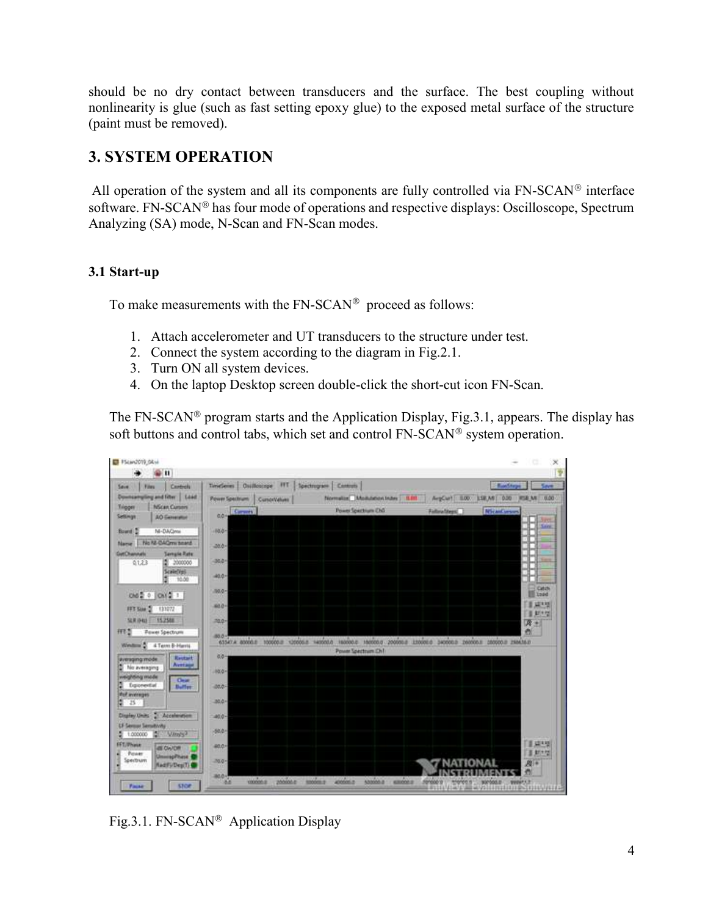should be no dry contact between transducers and the surface. The best coupling without nonlinearity is glue (such as fast setting epoxy glue) to the exposed metal surface of the structure (paint must be removed).

## 3. SYSTEM OPERATION

All operation of the system and all its components are fully controlled via FN-SCAN® interface software. FN-SCAN® has four mode of operations and respective displays: Oscilloscope, Spectrum Analyzing (SA) mode, N-Scan and FN-Scan modes.

### 3.1 Start-up

To make measurements with the FN-SCAN® proceed as follows:

1. Attach accelerometer and UT transducers to the structure under test.
2. Connect the system according to the diagram in Fig.2.1.
3. Turn ON all system devices.
4. On the laptop Desktop screen double-click the short-cut icon FN-Scan.

The FN-SCAN® program starts and the Application Display, Fig.3.1, appears. The display has soft buttons and control tabs, which set and control FN-SCAN® system operation.

Fig.3.1. FN-SCAN® Application Display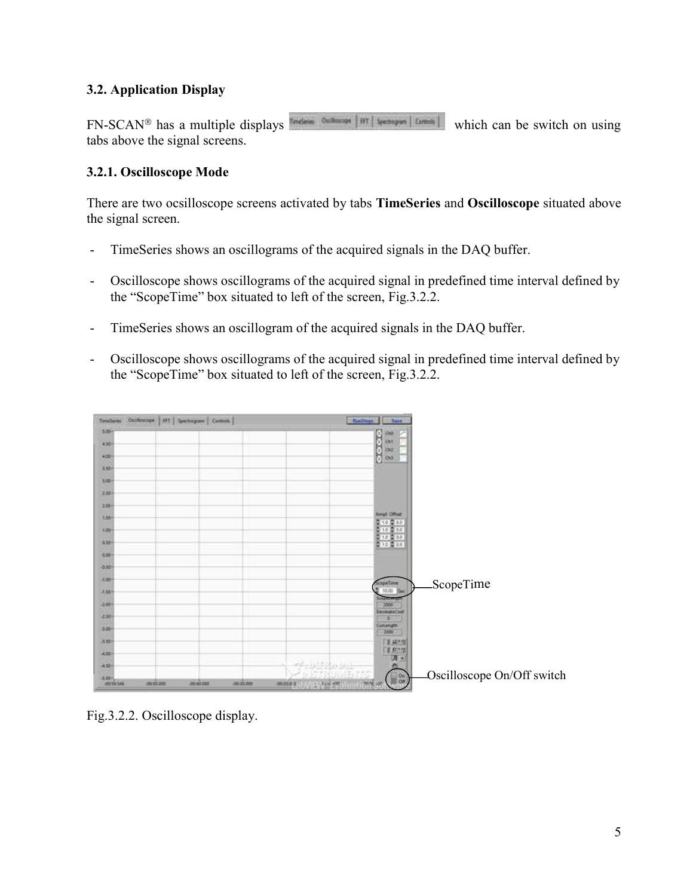### 3.2. Application Display

FN-SCAN® has a multiple displays which can be switch on using tabs above the signal screens.

### 3.2.1. Oscilloscope Mode

There are two ocsilloscope screens activated by tabs **TimeSeries** and **Oscilloscope** situated above the signal screen.

- TimeSeries shows an oscillograms of the acquired signals in the DAQ buffer.
- Oscilloscope shows oscillograms of the acquired signal in predefined time interval defined by the "ScopeTime" box situated to left of the screen, Fig.3.2.2.
- TimeSeries shows an oscillogram of the acquired signals in the DAQ buffer.
- Oscilloscope shows oscillograms of the acquired signal in predefined time interval defined by the "ScopeTime" box situated to left of the screen, Fig.3.2.2.

Fig.3.2.2. Oscilloscope display.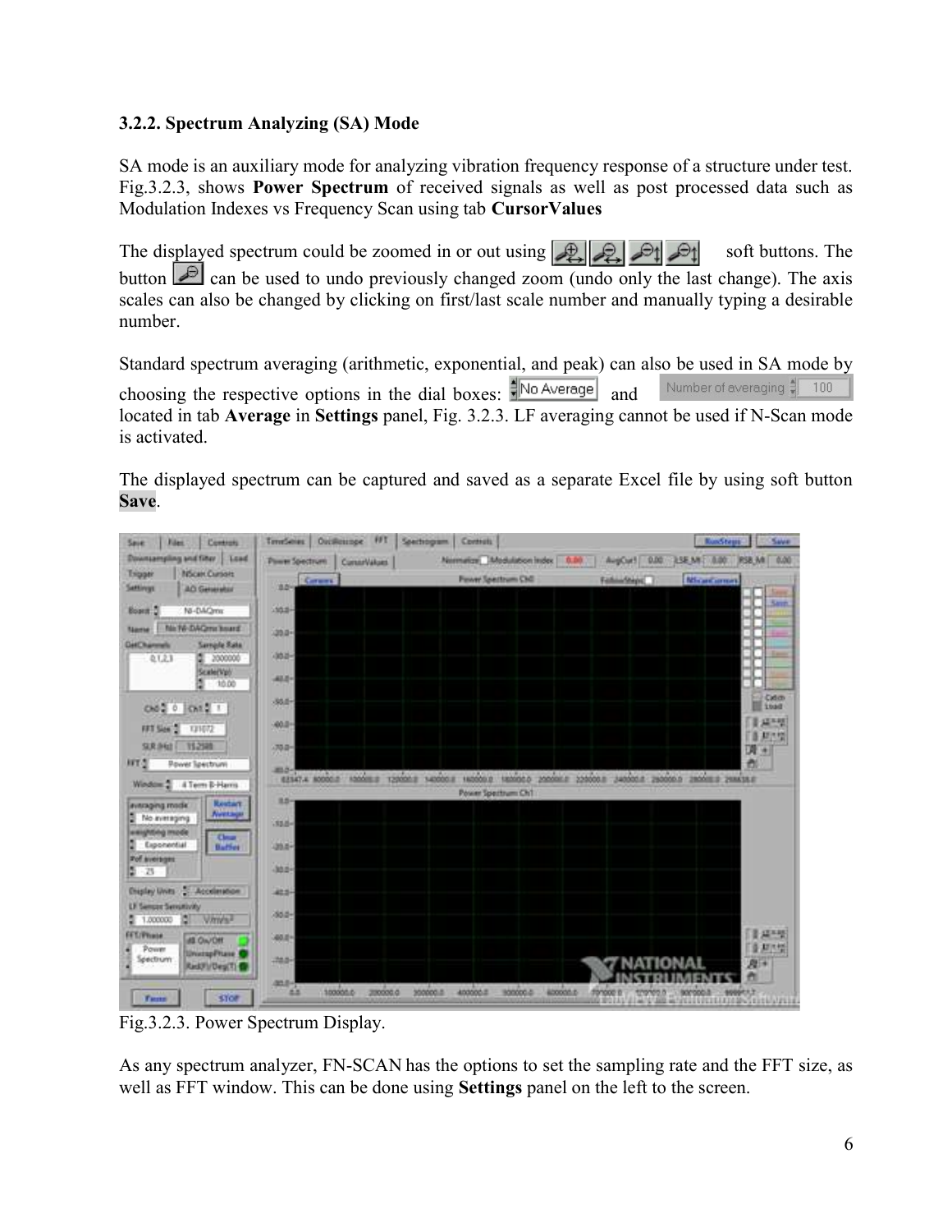### 3.2.2. Spectrum Analyzing (SA) Mode

SA mode is an auxiliary mode for analyzing vibration frequency response of a structure under test. Fig.3.2.3, shows **Power Spectrum** of received signals as well as post processed data such as Modulation Indexes vs Frequency Scan using tab **CursorValues**

The displayed spectrum could be zoomed in or out using soft buttons. The button can be used to undo previously changed zoom (undo only the last change). The axis scales can also be changed by clicking on first/last scale number and manually typing a desirable number.

Standard spectrum averaging (arithmetic, exponential, and peak) can also be used in SA mode by choosing the respective options in the dial boxes: No Average and Number of averaging 100 located in tab **Average** in **Settings** panel, Fig. 3.2.3. LF averaging cannot be used if N-Scan mode is activated.

The displayed spectrum can be captured and saved as a separate Excel file by using soft button **Save**.

Fig.3.2.3. Power Spectrum Display.

As any spectrum analyzer, FN-SCAN has the options to set the sampling rate and the FFT size, as well as FFT window. This can be done using **Settings** panel on the left to the screen.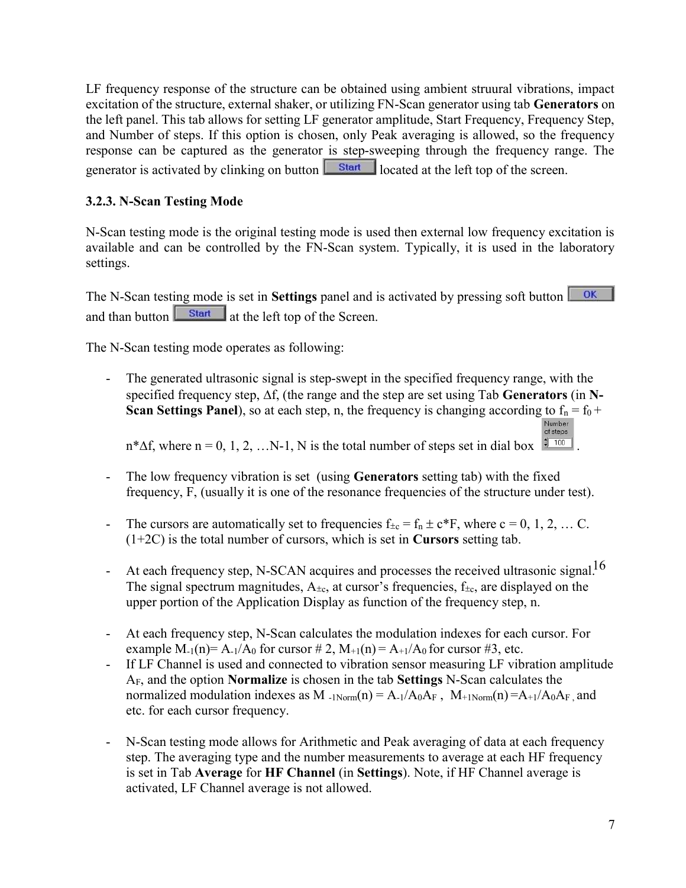LF frequency response of the structure can be obtained using ambient struural vibrations, impact excitation of the structure, external shaker, or utilizing FN-Scan generator using tab **Generators** on the left panel. This tab allows for setting LF generator amplitude, Start Frequency, Frequency Step, and Number of steps. If this option is chosen, only Peak averaging is allowed, so the frequency response can be captured as the generator is step-sweeping through the frequency range. The generator is activated by clinking on button [Start] located at the left top of the screen.

### 3.2.3. N-Scan Testing Mode

N-Scan testing mode is the original testing mode is used then external low frequency excitation is available and can be controlled by the FN-Scan system. Typically, it is used in the laboratory settings.

The N-Scan testing mode is set in **Settings** panel and is activated by pressing soft button [OK] and than button [Start] at the left top of the Screen.

The N-Scan testing mode operates as following:

- The generated ultrasonic signal is step-swept in the specified frequency range, with the specified frequency step, $\Delta f$, (the range and the step are set using Tab **Generators** (in **N-Scan Settings Panel**), so at each step, n, the frequency is changing according to $f_n = f_0 + n*\Delta f$, where n = 0, 1, 2, …N-1, N is the total number of steps set in dial box [Number of steps: 100].
- The low frequency vibration is set (using **Generators** setting tab) with the fixed frequency, F, (usually it is one of the resonance frequencies of the structure under test).
- The cursors are automatically set to frequencies $f_{\pm c} = f_n \pm c*F$, where c = 0, 1, 2, … C. (1+2C) is the total number of cursors, which is set in **Cursors** setting tab.
- At each frequency step, N-SCAN acquires and processes the received ultrasonic signal.[16] The signal spectrum magnitudes, $A_{\pm c}$, at cursor's frequencies, $f_{\pm c}$, are displayed on the upper portion of the Application Display as function of the frequency step, n.
- At each frequency step, N-Scan calculates the modulation indexes for each cursor. For example $M_{-1}(n)= A_{-1}/A_0$ for cursor # 2, $M_{+1}(n) = A_{+1}/A_0$ for cursor #3, etc.
- If LF Channel is used and connected to vibration sensor measuring LF vibration amplitude $A_F$, and the option **Normalize** is chosen in the tab **Settings** N-Scan calculates the normalized modulation indexes as $M_{-1Norm}(n) = A_{-1}/A_0A_F$, $M_{+1Norm}(n) =A_{+1}/A_0A_F$, and etc. for each cursor frequency.
- N-Scan testing mode allows for Arithmetic and Peak averaging of data at each frequency step. The averaging type and the number measurements to average at each HF frequency is set in Tab **Average** for **HF Channel** (in **Settings**). Note, if HF Channel average is activated, LF Channel average is not allowed.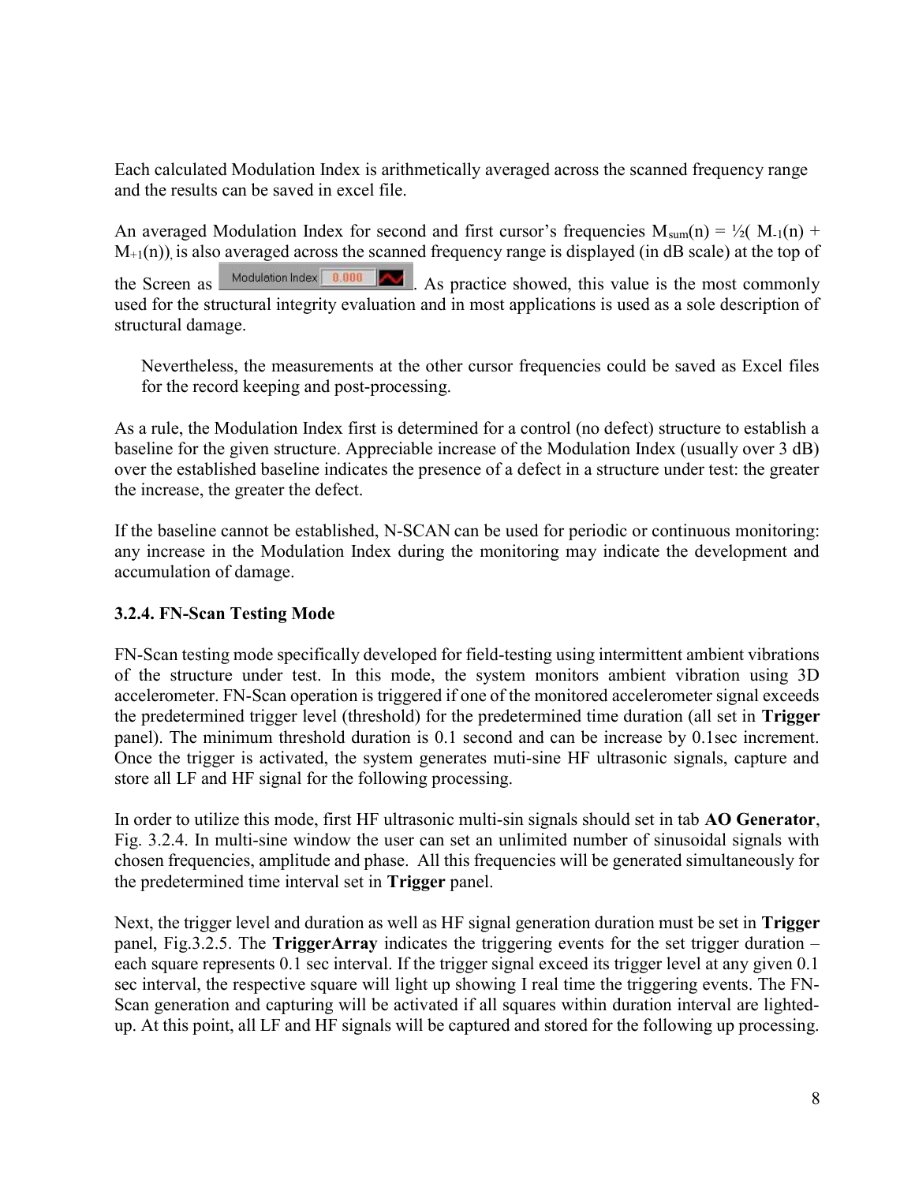Each calculated Modulation Index is arithmetically averaged across the scanned frequency range and the results can be saved in excel file.

An averaged Modulation Index for second and first cursor's frequencies $M_{sum}(n) = \frac{1}{2}( M_{-1}(n) + M_{+1}(n))$, is also averaged across the scanned frequency range is displayed (in dB scale) at the top of the Screen as Modulation Index 0.000. As practice showed, this value is the most commonly used for the structural integrity evaluation and in most applications is used as a sole description of structural damage.

Nevertheless, the measurements at the other cursor frequencies could be saved as Excel files for the record keeping and post-processing.

As a rule, the Modulation Index first is determined for a control (no defect) structure to establish a baseline for the given structure. Appreciable increase of the Modulation Index (usually over 3 dB) over the established baseline indicates the presence of a defect in a structure under test: the greater the increase, the greater the defect.

If the baseline cannot be established, N-SCAN can be used for periodic or continuous monitoring: any increase in the Modulation Index during the monitoring may indicate the development and accumulation of damage.

### 3.2.4. FN-Scan Testing Mode

FN-Scan testing mode specifically developed for field-testing using intermittent ambient vibrations of the structure under test. In this mode, the system monitors ambient vibration using 3D accelerometer. FN-Scan operation is triggered if one of the monitored accelerometer signal exceeds the predetermined trigger level (threshold) for the predetermined time duration (all set in **Trigger** panel). The minimum threshold duration is 0.1 second and can be increase by 0.1sec increment. Once the trigger is activated, the system generates muti-sine HF ultrasonic signals, capture and store all LF and HF signal for the following processing.

In order to utilize this mode, first HF ultrasonic multi-sin signals should set in tab **AO Generator**, Fig. 3.2.4. In multi-sine window the user can set an unlimited number of sinusoidal signals with chosen frequencies, amplitude and phase. All this frequencies will be generated simultaneously for the predetermined time interval set in **Trigger** panel.

Next, the trigger level and duration as well as HF signal generation duration must be set in **Trigger** panel, Fig.3.2.5. The **TriggerArray** indicates the triggering events for the set trigger duration – each square represents 0.1 sec interval. If the trigger signal exceed its trigger level at any given 0.1 sec interval, the respective square will light up showing I real time the triggering events. The FN-Scan generation and capturing will be activated if all squares within duration interval are lighted-up. At this point, all LF and HF signals will be captured and stored for the following up processing.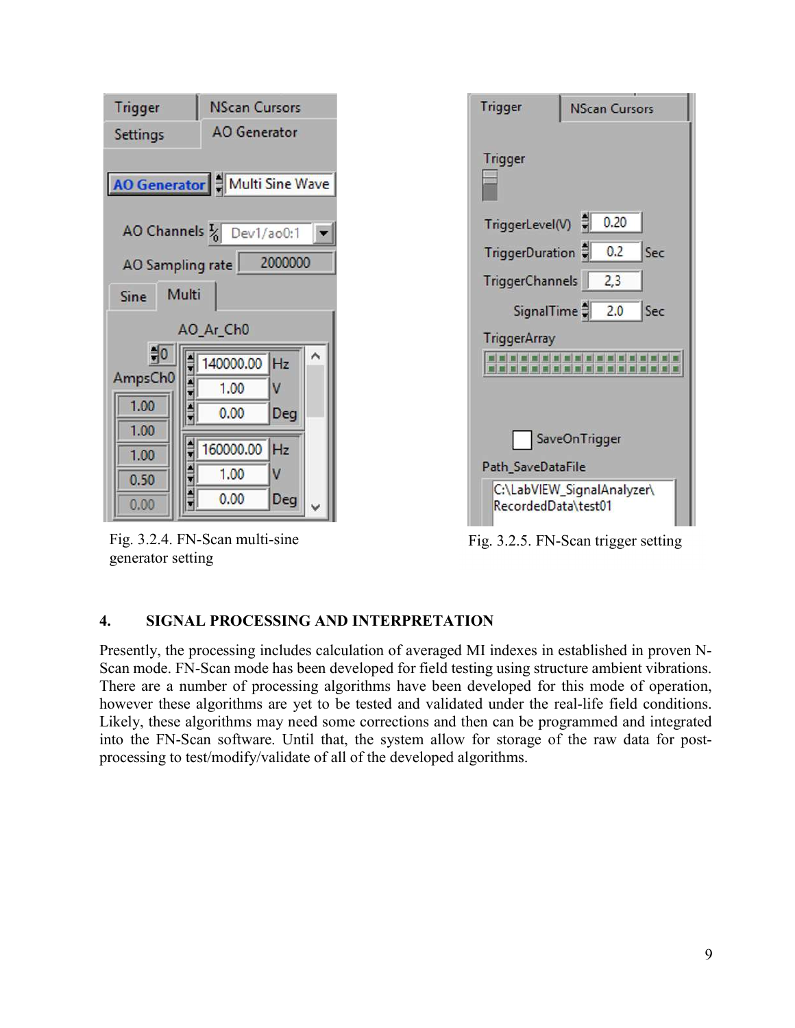Fig. 3.2.4. FN-Scan multi-sine generator setting

Fig. 3.2.5. FN-Scan trigger setting

## 4. SIGNAL PROCESSING AND INTERPRETATION

Presently, the processing includes calculation of averaged MI indexes in established in proven N-Scan mode. FN-Scan mode has been developed for field testing using structure ambient vibrations. There are a number of processing algorithms have been developed for this mode of operation, however these algorithms are yet to be tested and validated under the real-life field conditions. Likely, these algorithms may need some corrections and then can be programmed and integrated into the FN-Scan software. Until that, the system allow for storage of the raw data for post-processing to test/modify/validate of all of the developed algorithms.